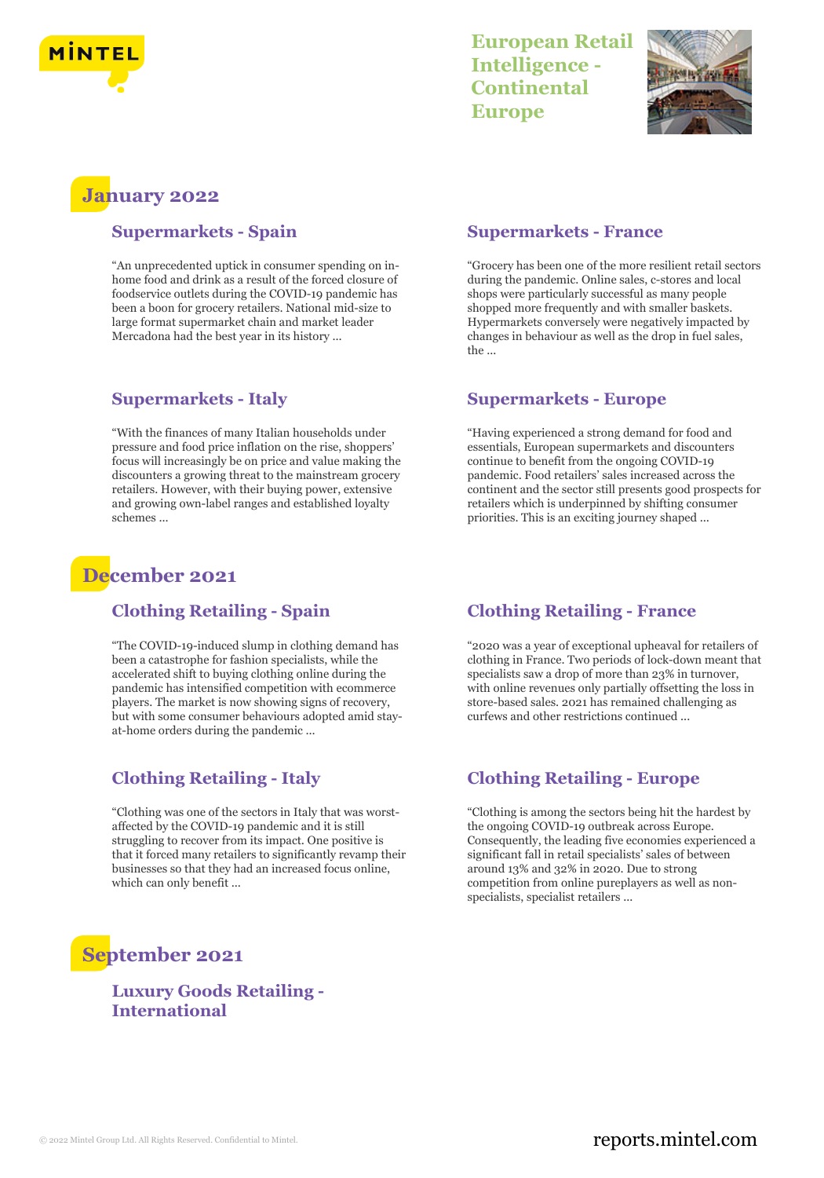# European Retail Intelligence - Continental Europe

## January 2022

### Supermarkets - Spain

"An unprecedented uptick in consumer spending on in-home food and drink as a result of the forced closure of foodservice outlets during the COVID-19 pandemic has been a boon for grocery retailers. National mid-size to large format supermarket chain and market leader Mercadona had the best year in its history ...

### Supermarkets - France

"Grocery has been one of the more resilient retail sectors during the pandemic. Online sales, c-stores and local shops were particularly successful as many people shopped more frequently and with smaller baskets. Hypermarkets conversely were negatively impacted by changes in behaviour as well as the drop in fuel sales, the ...

### Supermarkets - Italy

"With the finances of many Italian households under pressure and food price inflation on the rise, shoppers' focus will increasingly be on price and value making the discounters a growing threat to the mainstream grocery retailers. However, with their buying power, extensive and growing own-label ranges and established loyalty schemes ...

### Supermarkets - Europe

"Having experienced a strong demand for food and essentials, European supermarkets and discounters continue to benefit from the ongoing COVID-19 pandemic. Food retailers' sales increased across the continent and the sector still presents good prospects for retailers which is underpinned by shifting consumer priorities. This is an exciting journey shaped ...

## December 2021

### Clothing Retailing - Spain

"The COVID-19-induced slump in clothing demand has been a catastrophe for fashion specialists, while the accelerated shift to buying clothing online during the pandemic has intensified competition with ecommerce players. The market is now showing signs of recovery, but with some consumer behaviours adopted amid stay-at-home orders during the pandemic ...

### Clothing Retailing - France

"2020 was a year of exceptional upheaval for retailers of clothing in France. Two periods of lock-down meant that specialists saw a drop of more than 23% in turnover, with online revenues only partially offsetting the loss in store-based sales. 2021 has remained challenging as curfews and other restrictions continued ...

### Clothing Retailing - Italy

"Clothing was one of the sectors in Italy that was worst-affected by the COVID-19 pandemic and it is still struggling to recover from its impact. One positive is that it forced many retailers to significantly revamp their businesses so that they had an increased focus online, which can only benefit ...

### Clothing Retailing - Europe

"Clothing is among the sectors being hit the hardest by the ongoing COVID-19 outbreak across Europe. Consequently, the leading five economies experienced a significant fall in retail specialists' sales of between around 13% and 32% in 2020. Due to strong competition from online pureplayers as well as non-specialists, specialist retailers ...

## September 2021

### Luxury Goods Retailing - International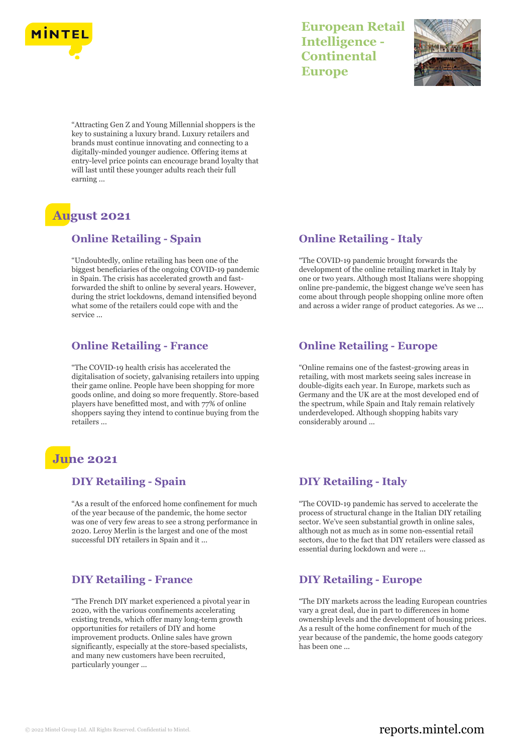"Attracting Gen Z and Young Millennial shoppers is the key to sustaining a luxury brand. Luxury retailers and brands must continue innovating and connecting to a digitally-minded younger audience. Offering items at entry-level price points can encourage brand loyalty that will last until these younger adults reach their full earning ...

## August 2021

### Online Retailing - Spain

"Undoubtedly, online retailing has been one of the biggest beneficiaries of the ongoing COVID-19 pandemic in Spain. The crisis has accelerated growth and fast-forwarded the shift to online by several years. However, during the strict lockdowns, demand intensified beyond what some of the retailers could cope with and the service ...

### Online Retailing - Italy

"The COVID-19 pandemic brought forwards the development of the online retailing market in Italy by one or two years. Although most Italians were shopping online pre-pandemic, the biggest change we've seen has come about through people shopping online more often and across a wider range of product categories. As we ...

### Online Retailing - France

"The COVID-19 health crisis has accelerated the digitalisation of society, galvanising retailers into upping their game online. People have been shopping for more goods online, and doing so more frequently. Store-based players have benefitted most, and with 77% of online shoppers saying they intend to continue buying from the retailers ...

### Online Retailing - Europe

"Online remains one of the fastest-growing areas in retailing, with most markets seeing sales increase in double-digits each year. In Europe, markets such as Germany and the UK are at the most developed end of the spectrum, while Spain and Italy remain relatively underdeveloped. Although shopping habits vary considerably around ...

## June 2021

### DIY Retailing - Spain

"As a result of the enforced home confinement for much of the year because of the pandemic, the home sector was one of very few areas to see a strong performance in 2020. Leroy Merlin is the largest and one of the most successful DIY retailers in Spain and it ...

### DIY Retailing - Italy

"The COVID-19 pandemic has served to accelerate the process of structural change in the Italian DIY retailing sector. We've seen substantial growth in online sales, although not as much as in some non-essential retail sectors, due to the fact that DIY retailers were classed as essential during lockdown and were ...

### DIY Retailing - France

"The French DIY market experienced a pivotal year in 2020, with the various confinements accelerating existing trends, which offer many long-term growth opportunities for retailers of DIY and home improvement products. Online sales have grown significantly, especially at the store-based specialists, and many new customers have been recruited, particularly younger ...

### DIY Retailing - Europe

"The DIY markets across the leading European countries vary a great deal, due in part to differences in home ownership levels and the development of housing prices. As a result of the home confinement for much of the year because of the pandemic, the home goods category has been one ...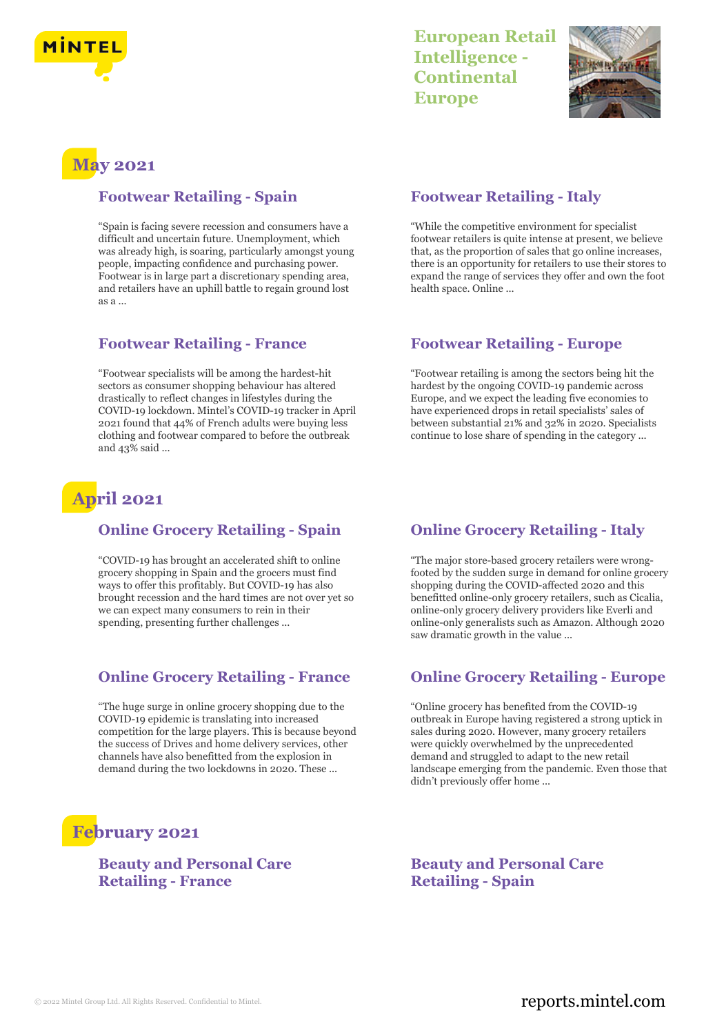# May 2021

## Footwear Retailing - Spain

"Spain is facing severe recession and consumers have a difficult and uncertain future. Unemployment, which was already high, is soaring, particularly amongst young people, impacting confidence and purchasing power. Footwear is in large part a discretionary spending area, and retailers have an uphill battle to regain ground lost as a ...

## Footwear Retailing - Italy

"While the competitive environment for specialist footwear retailers is quite intense at present, we believe that, as the proportion of sales that go online increases, there is an opportunity for retailers to use their stores to expand the range of services they offer and own the foot health space. Online ...

## Footwear Retailing - France

"Footwear specialists will be among the hardest-hit sectors as consumer shopping behaviour has altered drastically to reflect changes in lifestyles during the COVID-19 lockdown. Mintel's COVID-19 tracker in April 2021 found that 44% of French adults were buying less clothing and footwear compared to before the outbreak and 43% said ...

## Footwear Retailing - Europe

"Footwear retailing is among the sectors being hit the hardest by the ongoing COVID-19 pandemic across Europe, and we expect the leading five economies to have experienced drops in retail specialists' sales of between substantial 21% and 32% in 2020. Specialists continue to lose share of spending in the category ...

# April 2021

## Online Grocery Retailing - Spain

"COVID-19 has brought an accelerated shift to online grocery shopping in Spain and the grocers must find ways to offer this profitably. But COVID-19 has also brought recession and the hard times are not over yet so we can expect many consumers to rein in their spending, presenting further challenges ...

## Online Grocery Retailing - Italy

"The major store-based grocery retailers were wrong-footed by the sudden surge in demand for online grocery shopping during the COVID-affected 2020 and this benefitted online-only grocery retailers, such as Cicalia, online-only grocery delivery providers like Everli and online-only generalists such as Amazon. Although 2020 saw dramatic growth in the value ...

## Online Grocery Retailing - France

"The huge surge in online grocery shopping due to the COVID-19 epidemic is translating into increased competition for the large players. This is because beyond the success of Drives and home delivery services, other channels have also benefitted from the explosion in demand during the two lockdowns in 2020. These ...

## Online Grocery Retailing - Europe

"Online grocery has benefited from the COVID-19 outbreak in Europe having registered a strong uptick in sales during 2020. However, many grocery retailers were quickly overwhelmed by the unprecedented demand and struggled to adapt to the new retail landscape emerging from the pandemic. Even those that didn't previously offer home ...

# February 2021

## Beauty and Personal Care Retailing - France

## Beauty and Personal Care Retailing - Spain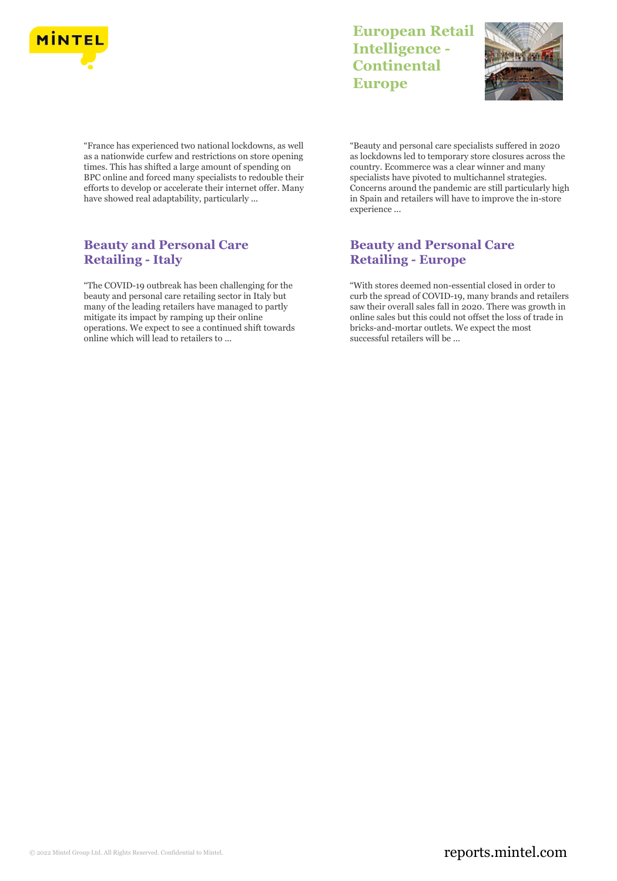“France has experienced two national lockdowns, as well as a nationwide curfew and restrictions on store opening times. This has shifted a large amount of spending on BPC online and forced many specialists to redouble their efforts to develop or accelerate their internet offer. Many have showed real adaptability, particularly ...

“Beauty and personal care specialists suffered in 2020 as lockdowns led to temporary store closures across the country. Ecommerce was a clear winner and many specialists have pivoted to multichannel strategies. Concerns around the pandemic are still particularly high in Spain and retailers will have to improve the in-store experience ...

### Beauty and Personal Care Retailing - Italy

“The COVID-19 outbreak has been challenging for the beauty and personal care retailing sector in Italy but many of the leading retailers have managed to partly mitigate its impact by ramping up their online operations. We expect to see a continued shift towards online which will lead to retailers to ...

### Beauty and Personal Care Retailing - Europe

“With stores deemed non-essential closed in order to curb the spread of COVID-19, many brands and retailers saw their overall sales fall in 2020. There was growth in online sales but this could not offset the loss of trade in bricks-and-mortar outlets. We expect the most successful retailers will be ...